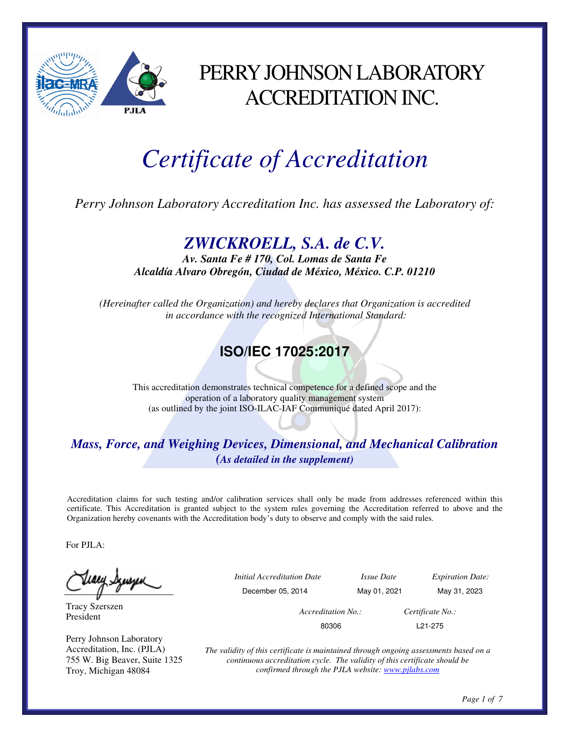# PERRY JOHNSON LABORATORY ACCREDITATION INC.

# *Certificate of Accreditation*

*Perry Johnson Laboratory Accreditation Inc. has assessed the Laboratory of:*

## *ZWICKROELL, S.A. de C.V.*

***Av. Santa Fe # 170, Col. Lomas de Santa Fe***
***Alcaldía Alvaro Obregón, Ciudad de México, México. C.P. 01210***

*(Hereinafter called the Organization) and hereby declares that Organization is accredited in accordance with the recognized International Standard:*

## ISO/IEC 17025:2017

This accreditation demonstrates technical competence for a defined scope and the operation of a laboratory quality management system (as outlined by the joint ISO-ILAC-IAF Communiqué dated April 2017):

***Mass, Force, and Weighing Devices, Dimensional, and Mechanical Calibration***
***(As detailed in the supplement)***

Accreditation claims for such testing and/or calibration services shall only be made from addresses referenced within this certificate. This Accreditation is granted subject to the system rules governing the Accreditation referred to above and the Organization hereby covenants with the Accreditation body's duty to observe and comply with the said rules.

For PJLA:

Tracy Szerszen
President

Perry Johnson Laboratory Accreditation, Inc. (PJLA)
755 W. Big Beaver, Suite 1325
Troy, Michigan 48084

| *Initial Accreditation Date* | *Issue Date* | *Expiration Date:* |
|---|---|---|
| December 05, 2014 | May 01, 2021 | May 31, 2023 |

| *Accreditation No.:* | *Certificate No.:* |
|---|---|
| 80306 | L21-275 |

*The validity of this certificate is maintained through ongoing assessments based on a continuous accreditation cycle. The validity of this certificate should be confirmed through the PJLA website: [www.pjlabs.com](www.pjlabs.com)*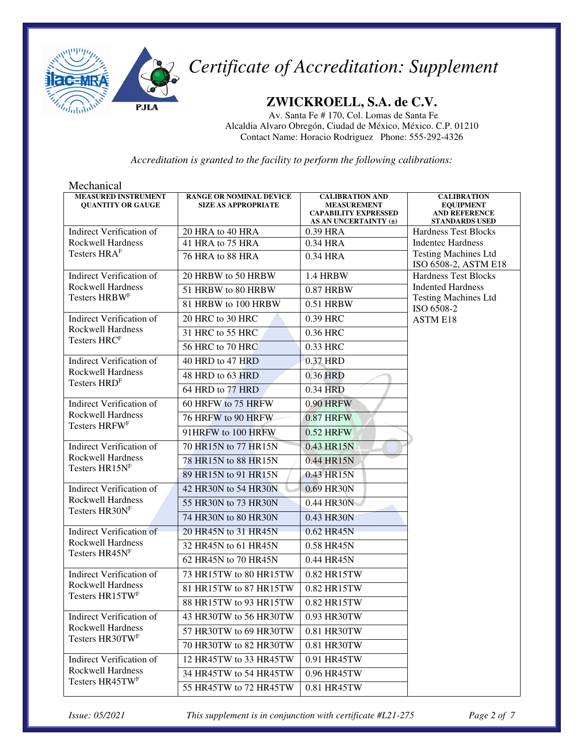# Certificate of Accreditation: Supplement

## ZWICKROELL, S.A. de C.V.

Av. Santa Fe # 170, Col. Lomas de Santa Fe
Alcaldia Alvaro Obregón, Ciudad de México, México. C.P. 01210
Contact Name: Horacio Rodriguez Phone: 555-292-4326

*Accreditation is granted to the facility to perform the following calibrations:*

Mechanical

| MEASURED INSTRUMENT QUANTITY OR GAUGE | RANGE OR NOMINAL DEVICE SIZE AS APPROPRIATE | CALIBRATION AND MEASUREMENT CAPABILITY EXPRESSED AS AN UNCERTAINTY (±) | CALIBRATION EQUIPMENT AND REFERENCE STANDARDS USED |
|---|---|---|---|
| Indirect Verification of Rockwell Hardness Testers HRA[F] | 20 HRA to 40 HRA | 0.39 HRA | Hardness Test Blocks Indentec Hardness Testing Machines Ltd ISO 6508-2, ASTM E18 |
| | 41 HRA to 75 HRA | 0.34 HRA | |
| | 76 HRA to 88 HRA | 0.34 HRA | |
| Indirect Verification of Rockwell Hardness Testers HRBW[F] | 20 HRBW to 50 HRBW | 1.4 HRBW | Hardness Test Blocks Indented Hardness Testing Machines Ltd ISO 6508-2 ASTM E18 |
| | 51 HRBW to 80 HRBW | 0.87 HRBW | |
| | 81 HRBW to 100 HRBW | 0.51 HRBW | |
| Indirect Verification of Rockwell Hardness Testers HRC[F] | 20 HRC to 30 HRC | 0.39 HRC | |
| | 31 HRC to 55 HRC | 0.36 HRC | |
| | 56 HRC to 70 HRC | 0.33 HRC | |
| Indirect Verification of Rockwell Hardness Testers HRD[F] | 40 HRD to 47 HRD | 0.37 HRD | |
| | 48 HRD to 63 HRD | 0.36 HRD | |
| | 64 HRD to 77 HRD | 0.34 HRD | |
| Indirect Verification of Rockwell Hardness Testers HRFW[F] | 60 HRFW to 75 HRFW | 0.90 HRFW | |
| | 76 HRFW to 90 HRFW | 0.87 HRFW | |
| | 91HRFW to 100 HRFW | 0.52 HRFW | |
| Indirect Verification of Rockwell Hardness Testers HR15N[F] | 70 HR15N to 77 HR15N | 0.43 HR15N | |
| | 78 HR15N to 88 HR15N | 0.44 HR15N | |
| | 89 HR15N to 91 HR15N | 0.43 HR15N | |
| Indirect Verification of Rockwell Hardness Testers HR30N[F] | 42 HR30N to 54 HR30N | 0.69 HR30N | |
| | 55 HR30N to 73 HR30N | 0.44 HR30N | |
| | 74 HR30N to 80 HR30N | 0.43 HR30N | |
| Indirect Verification of Rockwell Hardness Testers HR45N[F] | 20 HR45N to 31 HR45N | 0.62 HR45N | |
| | 32 HR45N to 61 HR45N | 0.58 HR45N | |
| | 62 HR45N to 70 HR45N | 0.44 HR45N | |
| Indirect Verification of Rockwell Hardness Testers HR15TW[F] | 73 HR15TW to 80 HR15TW | 0.82 HR15TW | |
| | 81 HR15TW to 87 HR15TW | 0.82 HR15TW | |
| | 88 HR15TW to 93 HR15TW | 0.82 HR15TW | |
| Indirect Verification of Rockwell Hardness Testers HR30TW[F] | 43 HR30TW to 56 HR30TW | 0.93 HR30TW | |
| | 57 HR30TW to 69 HR30TW | 0.81 HR30TW | |
| | 70 HR30TW to 82 HR30TW | 0.81 HR30TW | |
| Indirect Verification of Rockwell Hardness Testers HR45TW[F] | 12 HR45TW to 33 HR45TW | 0.91 HR45TW | |
| | 34 HR45TW to 54 HR45TW | 0.96 HR45TW | |
| | 55 HR45TW to 72 HR45TW | 0.81 HR45TW | |

*Issue: 05/2021* *This supplement is in conjunction with certificate #L21-275*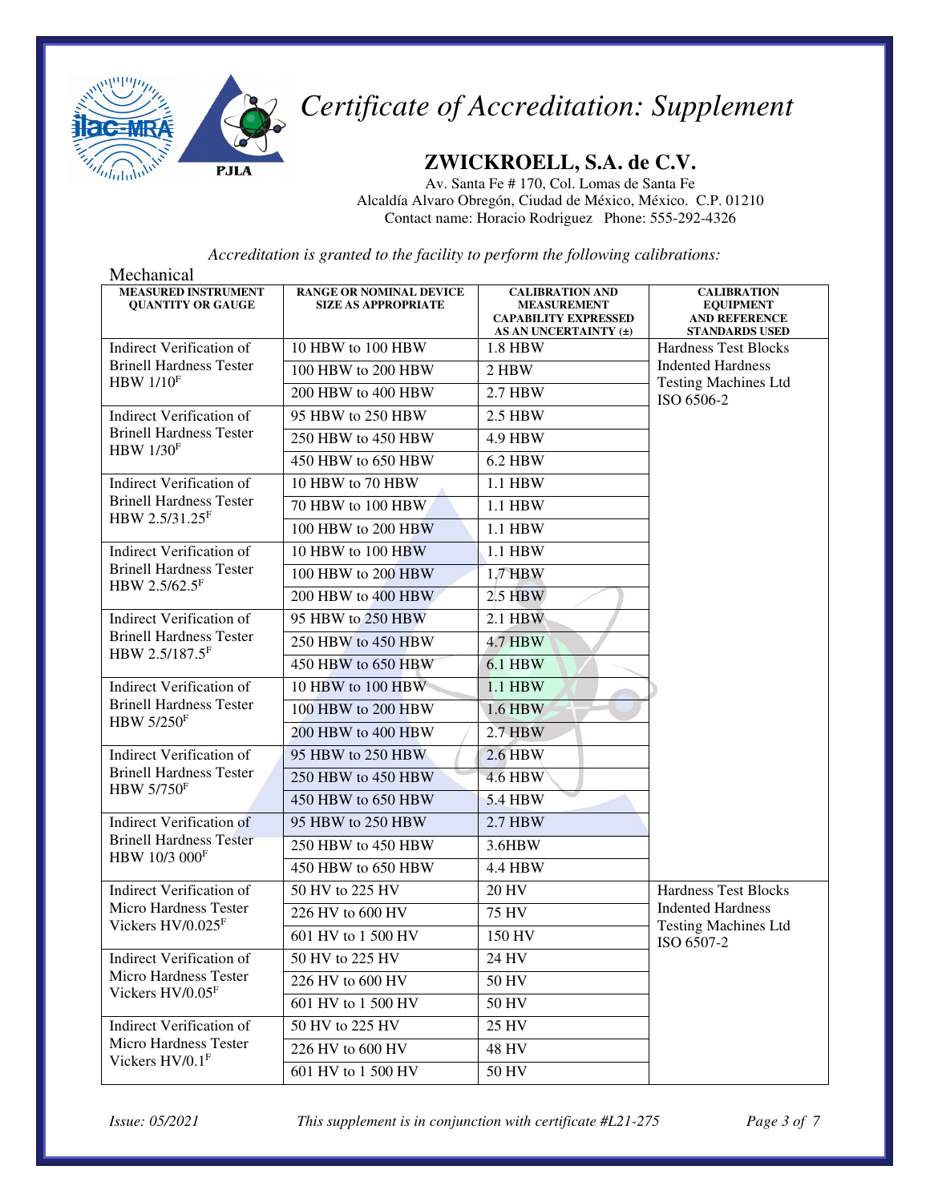# *Certificate of Accreditation: Supplement*

## ZWICKROELL, S.A. de C.V.

Av. Santa Fe # 170, Col. Lomas de Santa Fe
Alcaldía Alvaro Obregón, Ciudad de México, México. C.P. 01210
Contact name: Horacio Rodriguez Phone: 555-292-4326

*Accreditation is granted to the facility to perform the following calibrations:*

Mechanical

| MEASURED INSTRUMENT QUANTITY OR GAUGE | RANGE OR NOMINAL DEVICE SIZE AS APPROPRIATE | CALIBRATION AND MEASUREMENT CAPABILITY EXPRESSED AS AN UNCERTAINTY (±) | CALIBRATION EQUIPMENT AND REFERENCE STANDARDS USED |
|---|---|---|---|
| Indirect Verification of Brinell Hardness Tester HBW 1/10[F] | 10 HBW to 100 HBW | 1.8 HBW | Hardness Test Blocks Indented Hardness Testing Machines Ltd ISO 6506-2 |
| | 100 HBW to 200 HBW | 2 HBW | |
| | 200 HBW to 400 HBW | 2.7 HBW | |
| Indirect Verification of Brinell Hardness Tester HBW 1/30[F] | 95 HBW to 250 HBW | 2.5 HBW | |
| | 250 HBW to 450 HBW | 4.9 HBW | |
| | 450 HBW to 650 HBW | 6.2 HBW | |
| Indirect Verification of Brinell Hardness Tester HBW 2.5/31.25[F] | 10 HBW to 70 HBW | 1.1 HBW | |
| | 70 HBW to 100 HBW | 1.1 HBW | |
| | 100 HBW to 200 HBW | 1.1 HBW | |
| Indirect Verification of Brinell Hardness Tester HBW 2.5/62.5[F] | 10 HBW to 100 HBW | 1.1 HBW | |
| | 100 HBW to 200 HBW | 1.7 HBW | |
| | 200 HBW to 400 HBW | 2.5 HBW | |
| Indirect Verification of Brinell Hardness Tester HBW 2.5/187.5[F] | 95 HBW to 250 HBW | 2.1 HBW | |
| | 250 HBW to 450 HBW | 4.7 HBW | |
| | 450 HBW to 650 HBW | 6.1 HBW | |
| Indirect Verification of Brinell Hardness Tester HBW 5/250[F] | 10 HBW to 100 HBW | 1.1 HBW | |
| | 100 HBW to 200 HBW | 1.6 HBW | |
| | 200 HBW to 400 HBW | 2.7 HBW | |
| Indirect Verification of Brinell Hardness Tester HBW 5/750[F] | 95 HBW to 250 HBW | 2.6 HBW | |
| | 250 HBW to 450 HBW | 4.6 HBW | |
| | 450 HBW to 650 HBW | 5.4 HBW | |
| Indirect Verification of Brinell Hardness Tester HBW 10/3 000[F] | 95 HBW to 250 HBW | 2.7 HBW | |
| | 250 HBW to 450 HBW | 3.6HBW | |
| | 450 HBW to 650 HBW | 4.4 HBW | |
| Indirect Verification of Micro Hardness Tester Vickers HV/0.025[F] | 50 HV to 225 HV | 20 HV | Hardness Test Blocks Indented Hardness Testing Machines Ltd ISO 6507-2 |
| | 226 HV to 600 HV | 75 HV | |
| | 601 HV to 1 500 HV | 150 HV | |
| Indirect Verification of Micro Hardness Tester Vickers HV/0.05[F] | 50 HV to 225 HV | 24 HV | |
| | 226 HV to 600 HV | 50 HV | |
| | 601 HV to 1 500 HV | 50 HV | |
| Indirect Verification of Micro Hardness Tester Vickers HV/0.1[F] | 50 HV to 225 HV | 25 HV | |
| | 226 HV to 600 HV | 48 HV | |
| | 601 HV to 1 500 HV | 50 HV | |

*Issue: 05/2021* *This supplement is in conjunction with certificate #L21-275*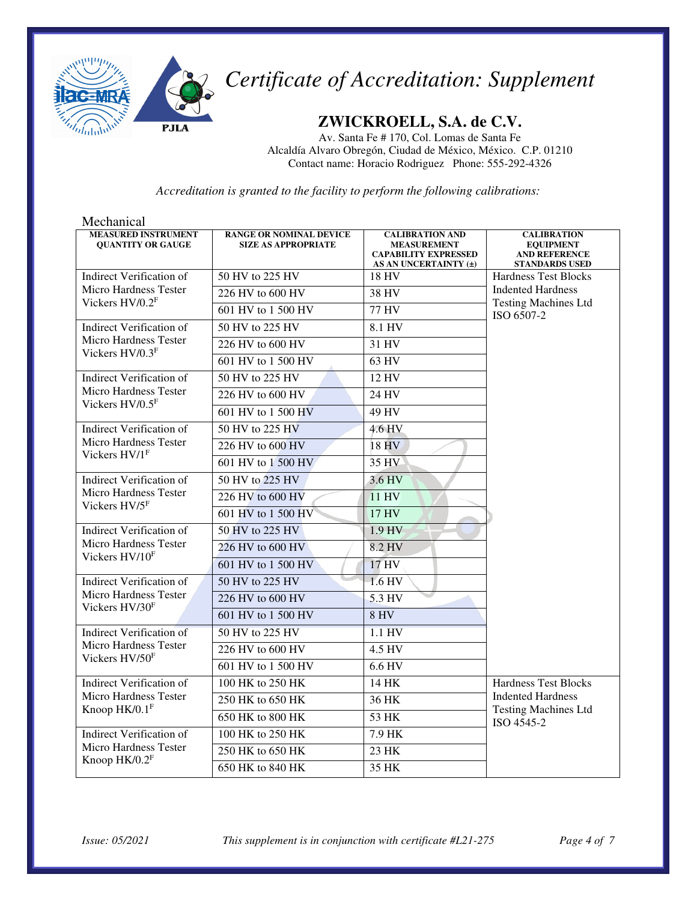# *Certificate of Accreditation: Supplement*

## ZWICKROELL, S.A. de C.V.

Av. Santa Fe # 170, Col. Lomas de Santa Fe
Alcaldía Alvaro Obregón, Ciudad de México, México. C.P. 01210
Contact name: Horacio Rodriguez Phone: 555-292-4326

*Accreditation is granted to the facility to perform the following calibrations:*

Mechanical

| MEASURED INSTRUMENT QUANTITY OR GAUGE | RANGE OR NOMINAL DEVICE SIZE AS APPROPRIATE | CALIBRATION AND MEASUREMENT CAPABILITY EXPRESSED AS AN UNCERTAINTY (±) | CALIBRATION EQUIPMENT AND REFERENCE STANDARDS USED |
|---|---|---|---|
| Indirect Verification of Micro Hardness Tester Vickers HV/0.2[F] | 50 HV to 225 HV | 18 HV | Hardness Test Blocks Indented Hardness Testing Machines Ltd ISO 6507-2 |
| | 226 HV to 600 HV | 38 HV | |
| | 601 HV to 1 500 HV | 77 HV | |
| Indirect Verification of Micro Hardness Tester Vickers HV/0.3[F] | 50 HV to 225 HV | 8.1 HV | |
| | 226 HV to 600 HV | 31 HV | |
| | 601 HV to 1 500 HV | 63 HV | |
| Indirect Verification of Micro Hardness Tester Vickers HV/0.5[F] | 50 HV to 225 HV | 12 HV | |
| | 226 HV to 600 HV | 24 HV | |
| | 601 HV to 1 500 HV | 49 HV | |
| Indirect Verification of Micro Hardness Tester Vickers HV/1[F] | 50 HV to 225 HV | 4.6 HV | |
| | 226 HV to 600 HV | 18 HV | |
| | 601 HV to 1 500 HV | 35 HV | |
| Indirect Verification of Micro Hardness Tester Vickers HV/5[F] | 50 HV to 225 HV | 3.6 HV | |
| | 226 HV to 600 HV | 11 HV | |
| | 601 HV to 1 500 HV | 17 HV | |
| Indirect Verification of Micro Hardness Tester Vickers HV/10[F] | 50 HV to 225 HV | 1.9 HV | |
| | 226 HV to 600 HV | 8.2 HV | |
| | 601 HV to 1 500 HV | 17 HV | |
| Indirect Verification of Micro Hardness Tester Vickers HV/30[F] | 50 HV to 225 HV | 1.6 HV | |
| | 226 HV to 600 HV | 5.3 HV | |
| | 601 HV to 1 500 HV | 8 HV | |
| Indirect Verification of Micro Hardness Tester Vickers HV/50[F] | 50 HV to 225 HV | 1.1 HV | |
| | 226 HV to 600 HV | 4.5 HV | |
| | 601 HV to 1 500 HV | 6.6 HV | |
| Indirect Verification of Micro Hardness Tester Knoop HK/0.1[F] | 100 HK to 250 HK | 14 HK | Hardness Test Blocks Indented Hardness Testing Machines Ltd ISO 4545-2 |
| | 250 HK to 650 HK | 36 HK | |
| | 650 HK to 800 HK | 53 HK | |
| Indirect Verification of Micro Hardness Tester Knoop HK/0.2[F] | 100 HK to 250 HK | 7.9 HK | |
| | 250 HK to 650 HK | 23 HK | |
| | 650 HK to 840 HK | 35 HK | |

*Issue: 05/2021* *This supplement is in conjunction with certificate #L21-275*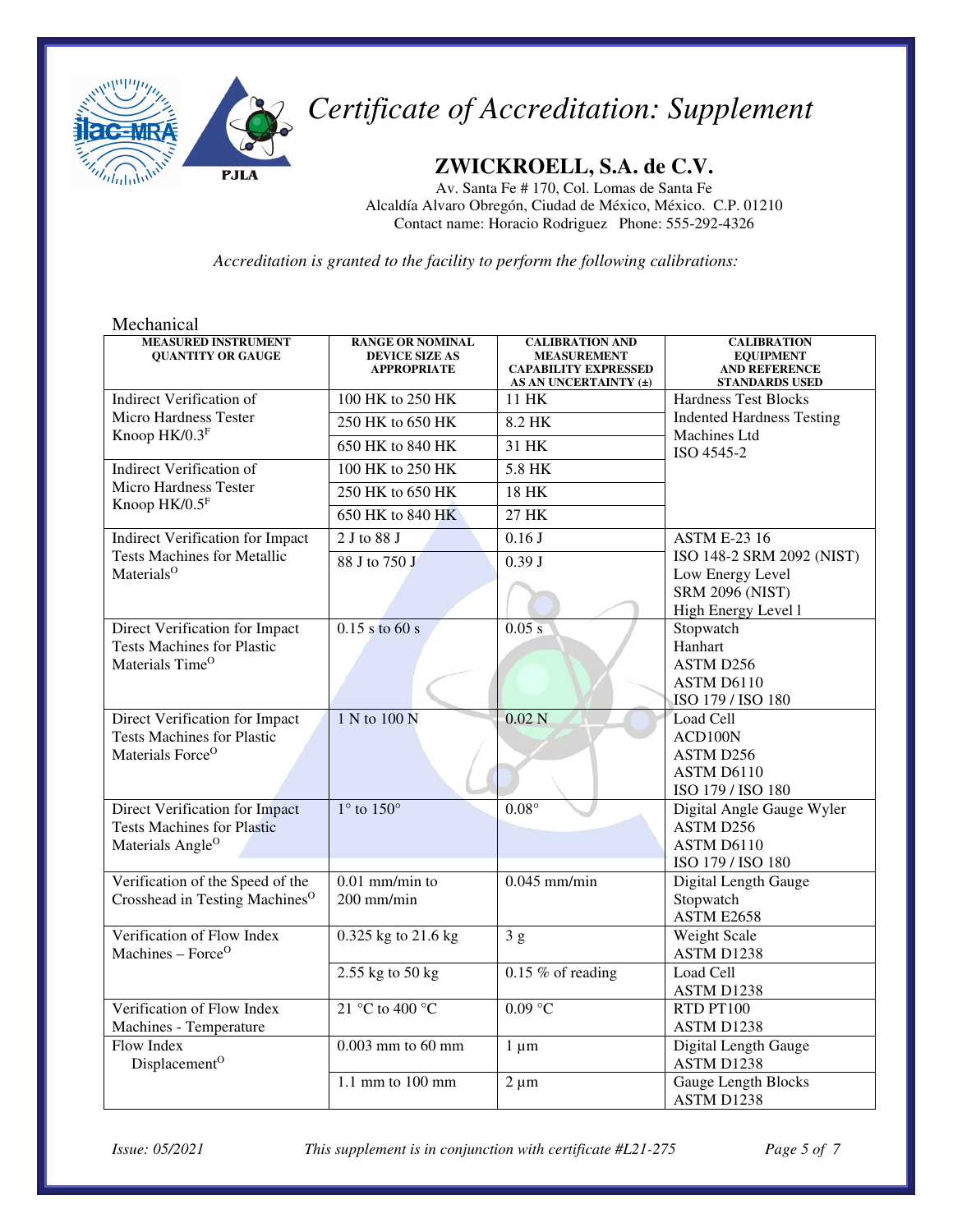# *Certificate of Accreditation: Supplement*

## ZWICKROELL, S.A. de C.V.

Av. Santa Fe # 170, Col. Lomas de Santa Fe
Alcaldía Alvaro Obregón, Ciudad de México, México. C.P. 01210
Contact name: Horacio Rodriguez Phone: 555-292-4326

*Accreditation is granted to the facility to perform the following calibrations:*

Mechanical

| MEASURED INSTRUMENT QUANTITY OR GAUGE | RANGE OR NOMINAL DEVICE SIZE AS APPROPRIATE | CALIBRATION AND MEASUREMENT CAPABILITY EXPRESSED AS AN UNCERTAINTY (±) | CALIBRATION EQUIPMENT AND REFERENCE STANDARDS USED |
|---|---|---|---|
| Indirect Verification of Micro Hardness Tester Knoop HK/0.3[F] | 100 HK to 250 HK | 11 HK | Hardness Test Blocks Indented Hardness Testing Machines Ltd ISO 4545-2 |
| | 250 HK to 650 HK | 8.2 HK | |
| | 650 HK to 840 HK | 31 HK | |
| Indirect Verification of Micro Hardness Tester Knoop HK/0.5[F] | 100 HK to 250 HK | 5.8 HK | |
| | 250 HK to 650 HK | 18 HK | |
| | 650 HK to 840 HK | 27 HK | |
| Indirect Verification for Impact Tests Machines for Metallic Materials[O] | 2 J to 88 J | 0.16 J | ASTM E-23 16 ISO 148-2 SRM 2092 (NIST) Low Energy Level SRM 2096 (NIST) High Energy Level l |
| | 88 J to 750 J | 0.39 J | |
| Direct Verification for Impact Tests Machines for Plastic Materials Time[O] | 0.15 s to 60 s | 0.05 s | Stopwatch Hanhart ASTM D256 ASTM D6110 ISO 179 / ISO 180 |
| Direct Verification for Impact Tests Machines for Plastic Materials Force[O] | 1 N to 100 N | 0.02 N | Load Cell ACD100N ASTM D256 ASTM D6110 ISO 179 / ISO 180 |
| Direct Verification for Impact Tests Machines for Plastic Materials Angle[O] | 1° to 150° | 0.08° | Digital Angle Gauge Wyler ASTM D256 ASTM D6110 ISO 179 / ISO 180 |
| Verification of the Speed of the Crosshead in Testing Machines[O] | 0.01 mm/min to 200 mm/min | 0.045 mm/min | Digital Length Gauge Stopwatch ASTM E2658 |
| Verification of Flow Index Machines – Force[O] | 0.325 kg to 21.6 kg | 3 g | Weight Scale ASTM D1238 |
| | 2.55 kg to 50 kg | 0.15 % of reading | Load Cell ASTM D1238 |
| Verification of Flow Index Machines - Temperature | 21 °C to 400 °C | 0.09 °C | RTD PT100 ASTM D1238 |
| Flow Index Displacement[O] | 0.003 mm to 60 mm | 1 µm | Digital Length Gauge ASTM D1238 |
| | 1.1 mm to 100 mm | 2 µm | Gauge Length Blocks ASTM D1238 |

*Issue: 05/2021* *This supplement is in conjunction with certificate #L21-275*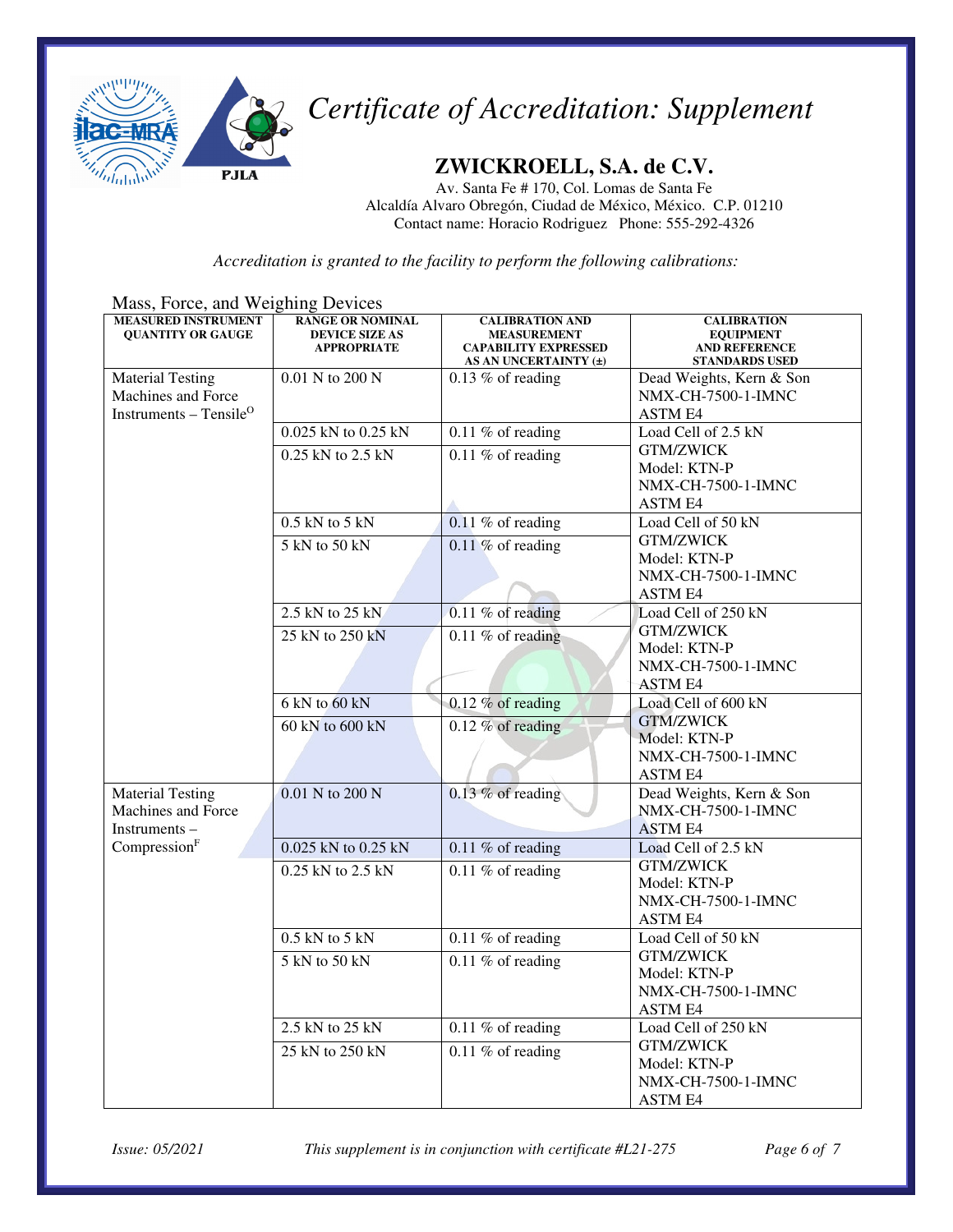# *Certificate of Accreditation: Supplement*

## ZWICKROELL, S.A. de C.V.

Av. Santa Fe # 170, Col. Lomas de Santa Fe
Alcaldía Alvaro Obregón, Ciudad de México, México. C.P. 01210
Contact name: Horacio Rodriguez Phone: 555-292-4326

*Accreditation is granted to the facility to perform the following calibrations:*

Mass, Force, and Weighing Devices

| MEASURED INSTRUMENT QUANTITY OR GAUGE | RANGE OR NOMINAL DEVICE SIZE AS APPROPRIATE | CALIBRATION AND MEASUREMENT CAPABILITY EXPRESSED AS AN UNCERTAINTY (±) | CALIBRATION EQUIPMENT AND REFERENCE STANDARDS USED |
|---|---|---|---|
| Material Testing Machines and Force Instruments – Tensile[O] | 0.01 N to 200 N | 0.13 % of reading | Dead Weights, Kern & Son NMX-CH-7500-1-IMNC ASTM E4 |
| | 0.025 kN to 0.25 kN | 0.11 % of reading | Load Cell of 2.5 kN GTM/ZWICK Model: KTN-P NMX-CH-7500-1-IMNC ASTM E4 |
| | 0.25 kN to 2.5 kN | 0.11 % of reading | |
| | 0.5 kN to 5 kN | 0.11 % of reading | Load Cell of 50 kN GTM/ZWICK Model: KTN-P NMX-CH-7500-1-IMNC ASTM E4 |
| | 5 kN to 50 kN | 0.11 % of reading | |
| | 2.5 kN to 25 kN | 0.11 % of reading | Load Cell of 250 kN GTM/ZWICK Model: KTN-P NMX-CH-7500-1-IMNC ASTM E4 |
| | 25 kN to 250 kN | 0.11 % of reading | |
| | 6 kN to 60 kN | 0.12 % of reading | Load Cell of 600 kN GTM/ZWICK Model: KTN-P NMX-CH-7500-1-IMNC ASTM E4 |
| | 60 kN to 600 kN | 0.12 % of reading | |
| Material Testing Machines and Force Instruments – Compression[F] | 0.01 N to 200 N | 0.13 % of reading | Dead Weights, Kern & Son NMX-CH-7500-1-IMNC ASTM E4 |
| | 0.025 kN to 0.25 kN | 0.11 % of reading | Load Cell of 2.5 kN GTM/ZWICK Model: KTN-P NMX-CH-7500-1-IMNC ASTM E4 |
| | 0.25 kN to 2.5 kN | 0.11 % of reading | |
| | 0.5 kN to 5 kN | 0.11 % of reading | Load Cell of 50 kN GTM/ZWICK Model: KTN-P NMX-CH-7500-1-IMNC ASTM E4 |
| | 5 kN to 50 kN | 0.11 % of reading | |
| | 2.5 kN to 25 kN | 0.11 % of reading | Load Cell of 250 kN GTM/ZWICK Model: KTN-P NMX-CH-7500-1-IMNC ASTM E4 |
| | 25 kN to 250 kN | 0.11 % of reading | |

*Issue: 05/2021* *This supplement is in conjunction with certificate #L21-275*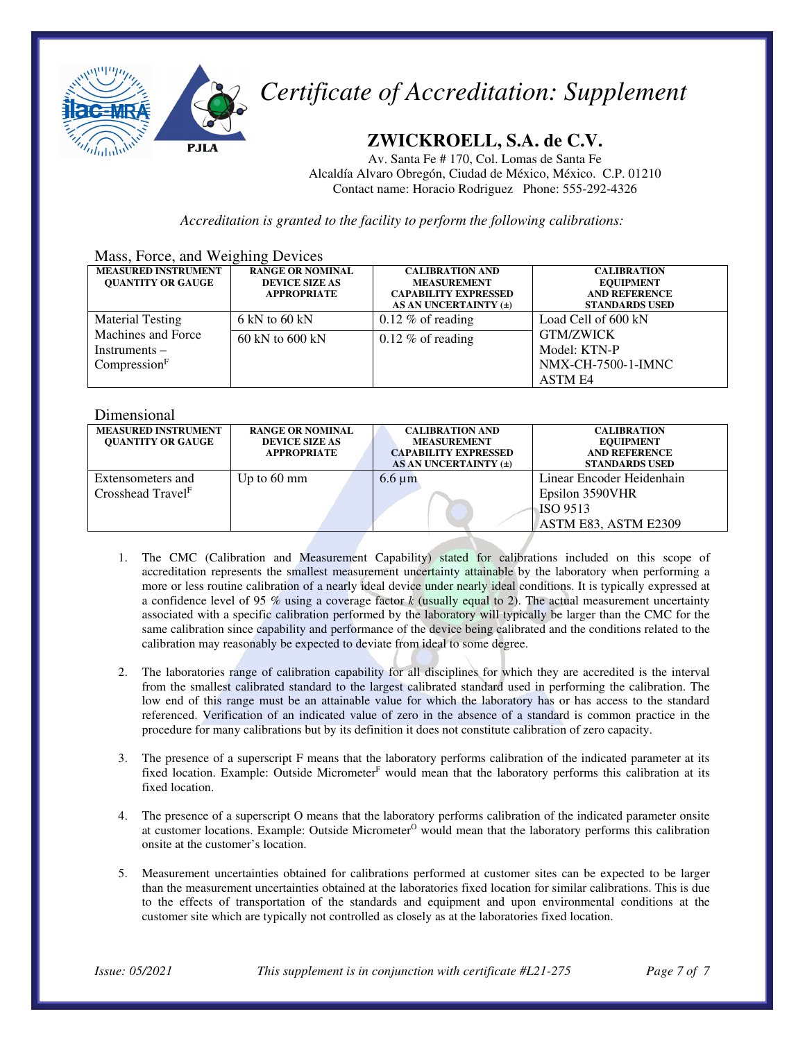# Certificate of Accreditation: Supplement

## ZWICKROELL, S.A. de C.V.

Av. Santa Fe # 170, Col. Lomas de Santa Fe
Alcaldía Alvaro Obregón, Ciudad de México, México. C.P. 01210
Contact name: Horacio Rodriguez Phone: 555-292-4326

*Accreditation is granted to the facility to perform the following calibrations:*

Mass, Force, and Weighing Devices

| MEASURED INSTRUMENT QUANTITY OR GAUGE | RANGE OR NOMINAL DEVICE SIZE AS APPROPRIATE | CALIBRATION AND MEASUREMENT CAPABILITY EXPRESSED AS AN UNCERTAINTY (±) | CALIBRATION EQUIPMENT AND REFERENCE STANDARDS USED |
|---|---|---|---|
| Material Testing Machines and Force Instruments – Compression[F] | 6 kN to 60 kN | 0.12 % of reading | Load Cell of 600 kN GTM/ZWICK Model: KTN-P NMX-CH-7500-1-IMNC ASTM E4 |
| | 60 kN to 600 kN | 0.12 % of reading | |

Dimensional

| MEASURED INSTRUMENT QUANTITY OR GAUGE | RANGE OR NOMINAL DEVICE SIZE AS APPROPRIATE | CALIBRATION AND MEASUREMENT CAPABILITY EXPRESSED AS AN UNCERTAINTY (±) | CALIBRATION EQUIPMENT AND REFERENCE STANDARDS USED |
|---|---|---|---|
| Extensometers and Crosshead Travel[F] | Up to 60 mm | 6.6 µm | Linear Encoder Heidenhain Epsilon 3590VHR ISO 9513 ASTM E83, ASTM E2309 |

1. The CMC (Calibration and Measurement Capability) stated for calibrations included on this scope of accreditation represents the smallest measurement uncertainty attainable by the laboratory when performing a more or less routine calibration of a nearly ideal device under nearly ideal conditions. It is typically expressed at a confidence level of 95 % using a coverage factor $k$ (usually equal to 2). The actual measurement uncertainty associated with a specific calibration performed by the laboratory will typically be larger than the CMC for the same calibration since capability and performance of the device being calibrated and the conditions related to the calibration may reasonably be expected to deviate from ideal to some degree.

2. The laboratories range of calibration capability for all disciplines for which they are accredited is the interval from the smallest calibrated standard to the largest calibrated standard used in performing the calibration. The low end of this range must be an attainable value for which the laboratory has or has access to the standard referenced. Verification of an indicated value of zero in the absence of a standard is common practice in the procedure for many calibrations but by its definition it does not constitute calibration of zero capacity.

3. The presence of a superscript F means that the laboratory performs calibration of the indicated parameter at its fixed location. Example: Outside Micrometer[F] would mean that the laboratory performs this calibration at its fixed location.

4. The presence of a superscript O means that the laboratory performs calibration of the indicated parameter onsite at customer locations. Example: Outside Micrometer[O] would mean that the laboratory performs this calibration onsite at the customer's location.

5. Measurement uncertainties obtained for calibrations performed at customer sites can be expected to be larger than the measurement uncertainties obtained at the laboratories fixed location for similar calibrations. This is due to the effects of transportation of the standards and equipment and upon environmental conditions at the customer site which are typically not controlled as closely as at the laboratories fixed location.

*Issue: 05/2021* *This supplement is in conjunction with certificate #L21-275*